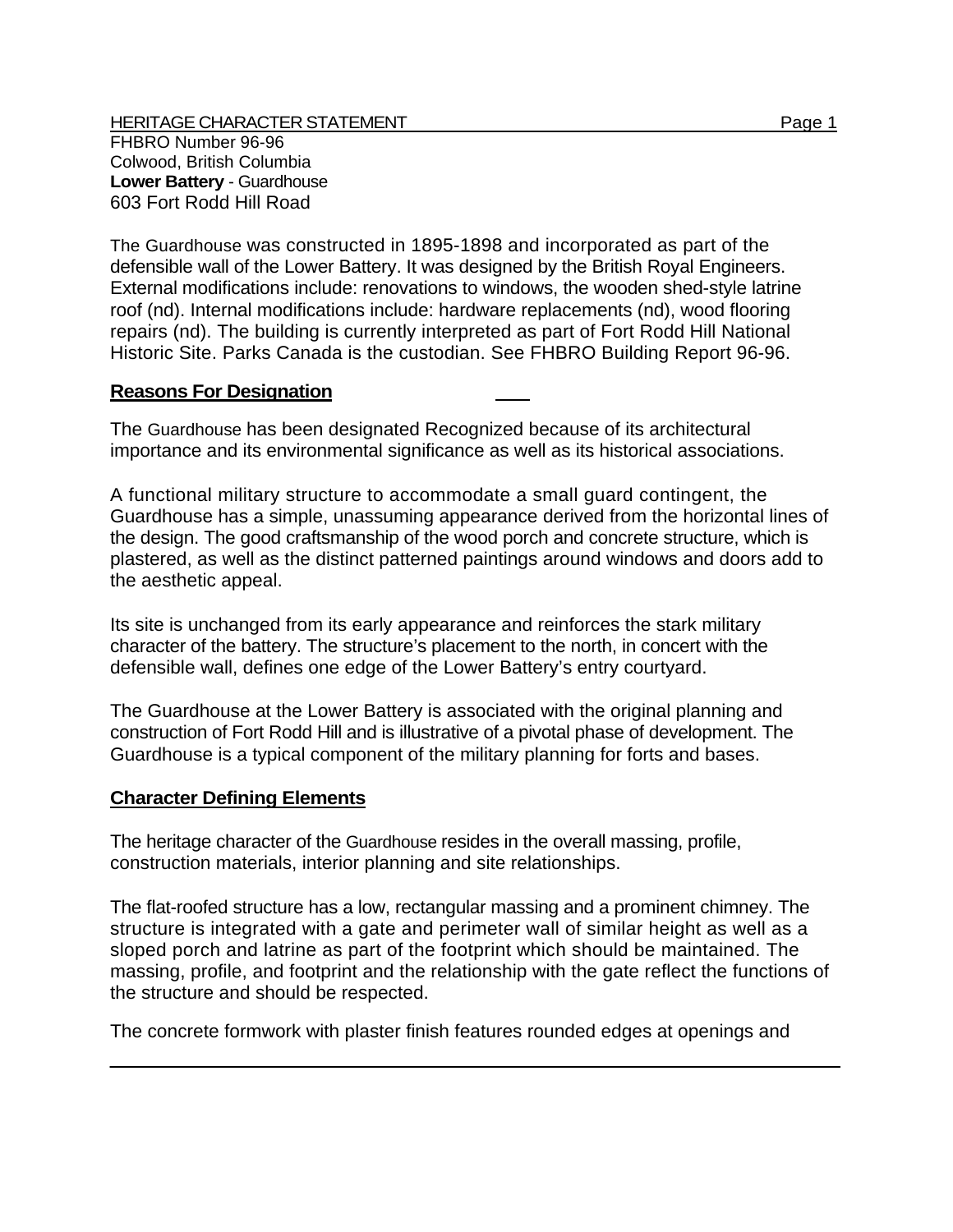HERITAGE CHARACTER STATEMENT
FHBRO Number 96-96
Colwood, British Columbia
**Lower Battery** - Guardhouse
603 Fort Rodd Hill Road

The Guardhouse was constructed in 1895-1898 and incorporated as part of the defensible wall of the Lower Battery. It was designed by the British Royal Engineers. External modifications include: renovations to windows, the wooden shed-style latrine roof (nd). Internal modifications include: hardware replacements (nd), wood flooring repairs (nd). The building is currently interpreted as part of Fort Rodd Hill National Historic Site. Parks Canada is the custodian. See FHBRO Building Report 96-96.

## Reasons For Designation

The Guardhouse has been designated Recognized because of its architectural importance and its environmental significance as well as its historical associations.

A functional military structure to accommodate a small guard contingent, the Guardhouse has a simple, unassuming appearance derived from the horizontal lines of the design. The good craftsmanship of the wood porch and concrete structure, which is plastered, as well as the distinct patterned paintings around windows and doors add to the aesthetic appeal.

Its site is unchanged from its early appearance and reinforces the stark military character of the battery. The structure's placement to the north, in concert with the defensible wall, defines one edge of the Lower Battery's entry courtyard.

The Guardhouse at the Lower Battery is associated with the original planning and construction of Fort Rodd Hill and is illustrative of a pivotal phase of development. The Guardhouse is a typical component of the military planning for forts and bases.

## Character Defining Elements

The heritage character of the Guardhouse resides in the overall massing, profile, construction materials, interior planning and site relationships.

The flat-roofed structure has a low, rectangular massing and a prominent chimney. The structure is integrated with a gate and perimeter wall of similar height as well as a sloped porch and latrine as part of the footprint which should be maintained. The massing, profile, and footprint and the relationship with the gate reflect the functions of the structure and should be respected.

The concrete formwork with plaster finish features rounded edges at openings and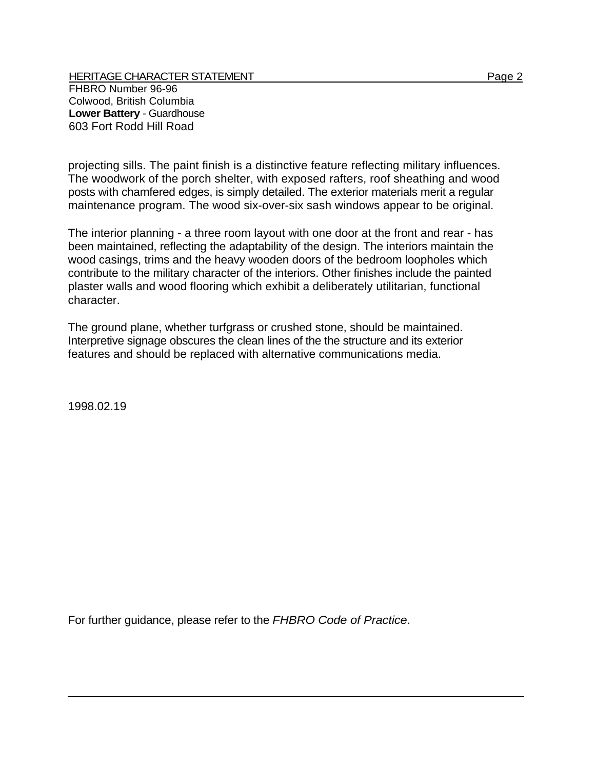projecting sills. The paint finish is a distinctive feature reflecting military influences. The woodwork of the porch shelter, with exposed rafters, roof sheathing and wood posts with chamfered edges, is simply detailed. The exterior materials merit a regular maintenance program. The wood six-over-six sash windows appear to be original.

The interior planning - a three room layout with one door at the front and rear - has been maintained, reflecting the adaptability of the design. The interiors maintain the wood casings, trims and the heavy wooden doors of the bedroom loopholes which contribute to the military character of the interiors. Other finishes include the painted plaster walls and wood flooring which exhibit a deliberately utilitarian, functional character.

The ground plane, whether turfgrass or crushed stone, should be maintained. Interpretive signage obscures the clean lines of the the structure and its exterior features and should be replaced with alternative communications media.

1998.02.19

For further guidance, please refer to the *FHBRO Code of Practice*.